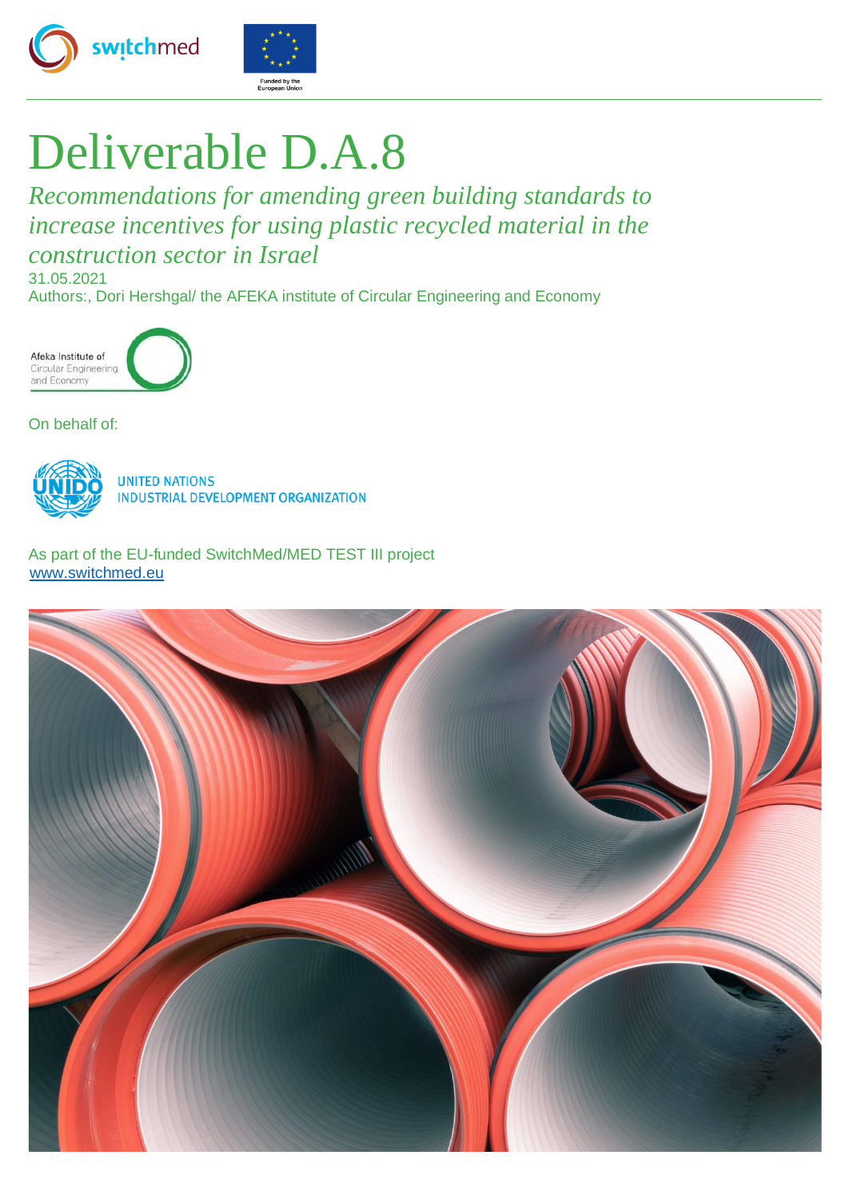switchmed

Funded by the European Union

# Deliverable D.A.8

*Recommendations for amending green building standards to increase incentives for using plastic recycled material in the construction sector in Israel*

31.05.2021

Authors:, Dori Hershgal/ the AFEKA institute of Circular Engineering and Economy

Afeka Institute of Circular Engineering and Economy

On behalf of:

UNITED NATIONS INDUSTRIAL DEVELOPMENT ORGANIZATION

As part of the EU-funded SwitchMed/MED TEST III project
www.switchmed.eu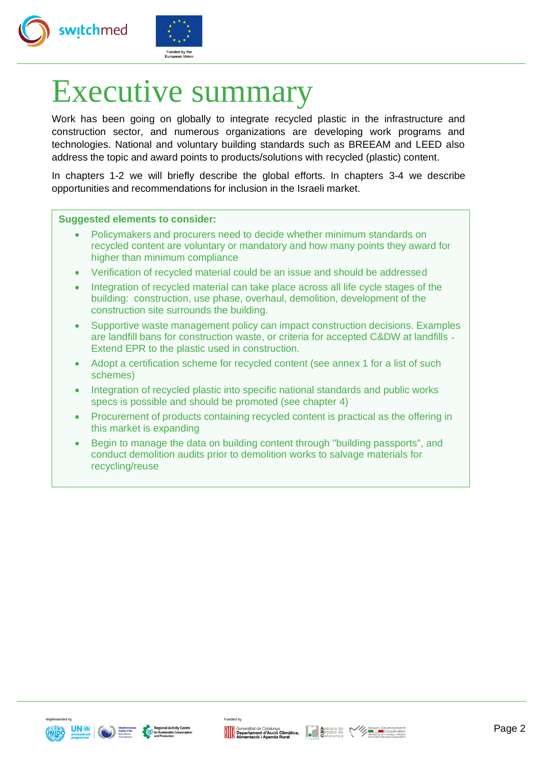# Executive summary

Work has been going on globally to integrate recycled plastic in the infrastructure and construction sector, and numerous organizations are developing work programs and technologies. National and voluntary building standards such as BREEAM and LEED also address the topic and award points to products/solutions with recycled (plastic) content.

In chapters 1-2 we will briefly describe the global efforts. In chapters 3-4 we describe opportunities and recommendations for inclusion in the Israeli market.

**Suggested elements to consider:**

- Policymakers and procurers need to decide whether minimum standards on recycled content are voluntary or mandatory and how many points they award for higher than minimum compliance
- Verification of recycled material could be an issue and should be addressed
- Integration of recycled material can take place across all life cycle stages of the building: construction, use phase, overhaul, demolition, development of the construction site surrounds the building.
- Supportive waste management policy can impact construction decisions. Examples are landfill bans for construction waste, or criteria for accepted C&DW at landfills - Extend EPR to the plastic used in construction.
- Adopt a certification scheme for recycled content (see annex 1 for a list of such schemes)
- Integration of recycled plastic into specific national standards and public works specs is possible and should be promoted (see chapter 4)
- Procurement of products containing recycled content is practical as the offering in this market is expanding
- Begin to manage the data on building content through "building passports", and conduct demolition audits prior to demolition works to salvage materials for recycling/reuse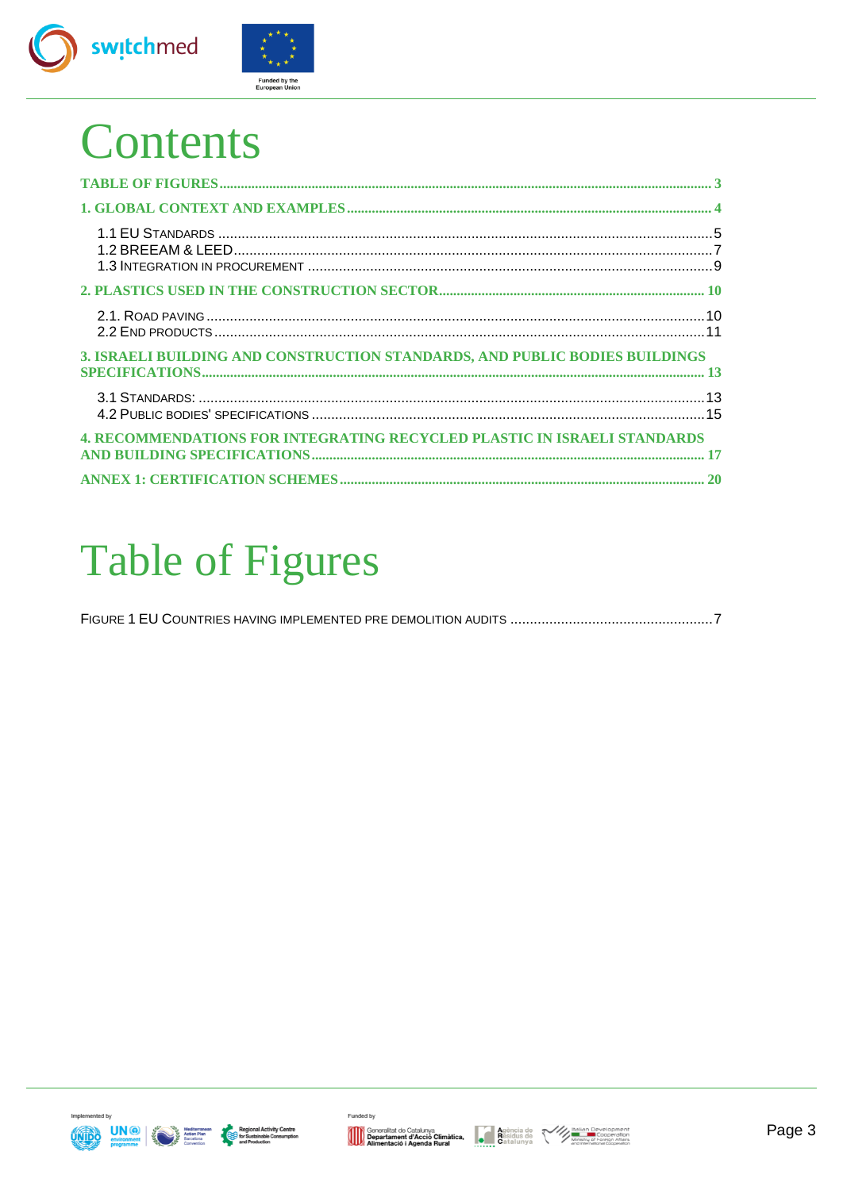# Contents

TABLE OF FIGURES ..... 3

1. GLOBAL CONTEXT AND EXAMPLES ..... 4

- 1.1 EU STANDARDS ..... 5
- 1.2 BREEAM & LEED ..... 7
- 1.3 INTEGRATION IN PROCUREMENT ..... 9

2. PLASTICS USED IN THE CONSTRUCTION SECTOR ..... 10

- 2.1. ROAD PAVING ..... 10
- 2.2 END PRODUCTS ..... 11

3. ISRAELI BUILDING AND CONSTRUCTION STANDARDS, AND PUBLIC BODIES BUILDINGS SPECIFICATIONS ..... 13

- 3.1 STANDARDS: ..... 13
- 4.2 PUBLIC BODIES' SPECIFICATIONS ..... 15

4. RECOMMENDATIONS FOR INTEGRATING RECYCLED PLASTIC IN ISRAELI STANDARDS AND BUILDING SPECIFICATIONS ..... 17

ANNEX 1: CERTIFICATION SCHEMES ..... 20

# Table of Figures

FIGURE 1 EU COUNTRIES HAVING IMPLEMENTED PRE DEMOLITION AUDITS ..... 7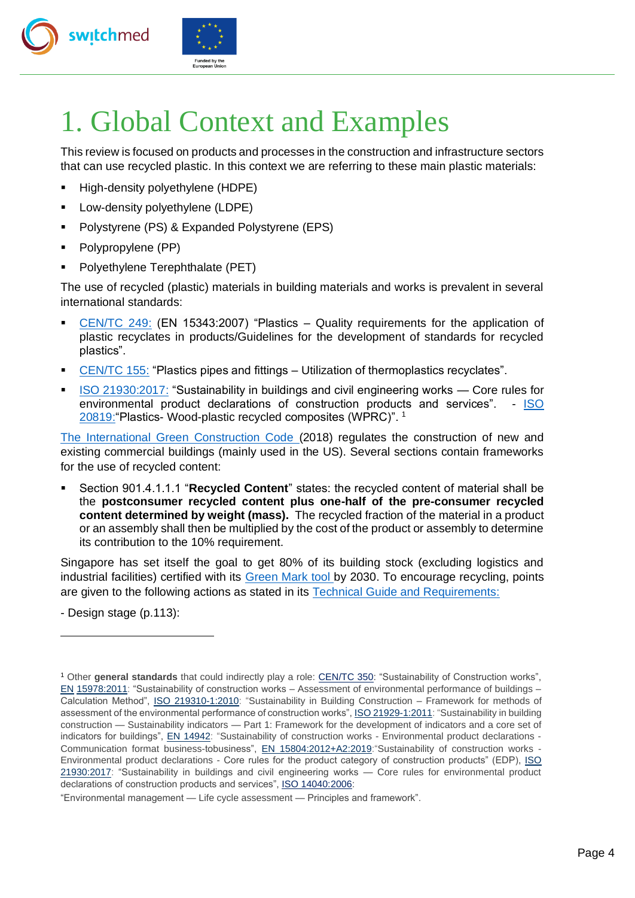# 1. Global Context and Examples

This review is focused on products and processes in the construction and infrastructure sectors that can use recycled plastic. In this context we are referring to these main plastic materials:

- High-density polyethylene (HDPE)
- Low-density polyethylene (LDPE)
- Polystyrene (PS) & Expanded Polystyrene (EPS)
- Polypropylene (PP)
- Polyethylene Terephthalate (PET)

The use of recycled (plastic) materials in building materials and works is prevalent in several international standards:

- CEN/TC 249: (EN 15343:2007) "Plastics – Quality requirements for the application of plastic recyclates in products/Guidelines for the development of standards for recycled plastics".
- CEN/TC 155: "Plastics pipes and fittings – Utilization of thermoplastics recyclates".
- ISO 21930:2017: "Sustainability in buildings and civil engineering works — Core rules for environmental product declarations of construction products and services". - ISO 20819:"Plastics- Wood-plastic recycled composites (WPRC)". [1]

The International Green Construction Code (2018) regulates the construction of new and existing commercial buildings (mainly used in the US). Several sections contain frameworks for the use of recycled content:

- Section 901.4.1.1.1 "**Recycled Content**" states: the recycled content of material shall be the **postconsumer recycled content plus one-half of the pre-consumer recycled content determined by weight (mass).** The recycled fraction of the material in a product or an assembly shall then be multiplied by the cost of the product or assembly to determine its contribution to the 10% requirement.

Singapore has set itself the goal to get 80% of its building stock (excluding logistics and industrial facilities) certified with its Green Mark tool by 2030. To encourage recycling, points are given to the following actions as stated in its Technical Guide and Requirements:

- Design stage (p.113):

[1] Other **general standards** that could indirectly play a role: CEN/TC 350: "Sustainability of Construction works", EN 15978:2011: "Sustainability of construction works – Assessment of environmental performance of buildings – Calculation Method", ISO 219310-1:2010: "Sustainability in Building Construction – Framework for methods of assessment of the environmental performance of construction works", ISO 21929-1:2011: "Sustainability in building construction — Sustainability indicators — Part 1: Framework for the development of indicators and a core set of indicators for buildings", EN 14942: "Sustainability of construction works - Environmental product declarations - Communication format business-tobusiness", EN 15804:2012+A2:2019:"Sustainability of construction works - Environmental product declarations - Core rules for the product category of construction products" (EDP), ISO 21930:2017: "Sustainability in buildings and civil engineering works — Core rules for environmental product declarations of construction products and services", ISO 14040:2006:

"Environmental management — Life cycle assessment — Principles and framework".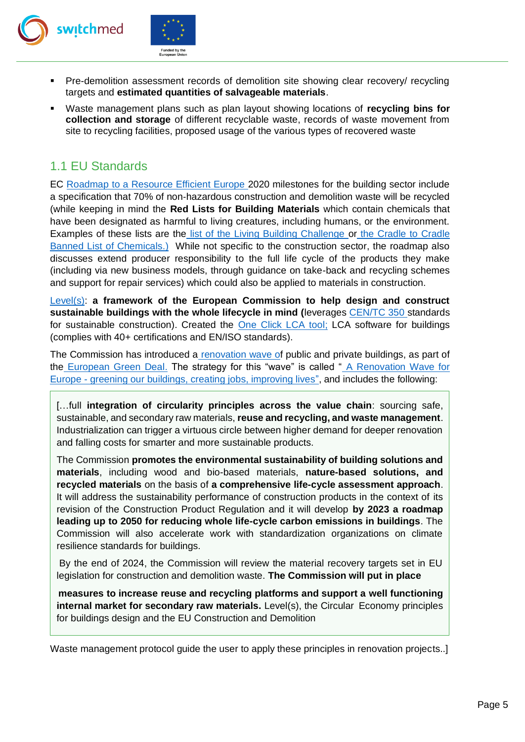- Pre-demolition assessment records of demolition site showing clear recovery/ recycling targets and **estimated quantities of salvageable materials**.
- Waste management plans such as plan layout showing locations of **recycling bins for collection and storage** of different recyclable waste, records of waste movement from site to recycling facilities, proposed usage of the various types of recovered waste

## 1.1 EU Standards

EC Roadmap to a Resource Efficient Europe 2020 milestones for the building sector include a specification that 70% of non-hazardous construction and demolition waste will be recycled (while keeping in mind the **Red Lists for Building Materials** which contain chemicals that have been designated as harmful to living creatures, including humans, or the environment. Examples of these lists are the list of the Living Building Challenge or the Cradle to Cradle Banned List of Chemicals.) While not specific to the construction sector, the roadmap also discusses extend producer responsibility to the full life cycle of the products they make (including via new business models, through guidance on take-back and recycling schemes and support for repair services) which could also be applied to materials in construction.

Level(s): **a framework of the European Commission to help design and construct sustainable buildings with the whole lifecycle in mind (**leverages CEN/TC 350 standards for sustainable construction). Created the One Click LCA tool; LCA software for buildings (complies with 40+ certifications and EN/ISO standards).

The Commission has introduced a renovation wave of public and private buildings, as part of the European Green Deal. The strategy for this "wave" is called " A Renovation Wave for Europe - greening our buildings, creating jobs, improving lives", and includes the following:

> […full **integration of circularity principles across the value chain**: sourcing safe, sustainable, and secondary raw materials, **reuse and recycling, and waste management**. Industrialization can trigger a virtuous circle between higher demand for deeper renovation and falling costs for smarter and more sustainable products.
>
> The Commission **promotes the environmental sustainability of building solutions and materials**, including wood and bio-based materials, **nature-based solutions, and recycled materials** on the basis of **a comprehensive life-cycle assessment approach**. It will address the sustainability performance of construction products in the context of its revision of the Construction Product Regulation and it will develop **by 2023 a roadmap leading up to 2050 for reducing whole life-cycle carbon emissions in buildings**. The Commission will also accelerate work with standardization organizations on climate resilience standards for buildings.
>
> By the end of 2024, the Commission will review the material recovery targets set in EU legislation for construction and demolition waste. **The Commission will put in place**
>
> **measures to increase reuse and recycling platforms and support a well functioning internal market for secondary raw materials.** Level(s), the Circular Economy principles for buildings design and the EU Construction and Demolition

Waste management protocol guide the user to apply these principles in renovation projects..]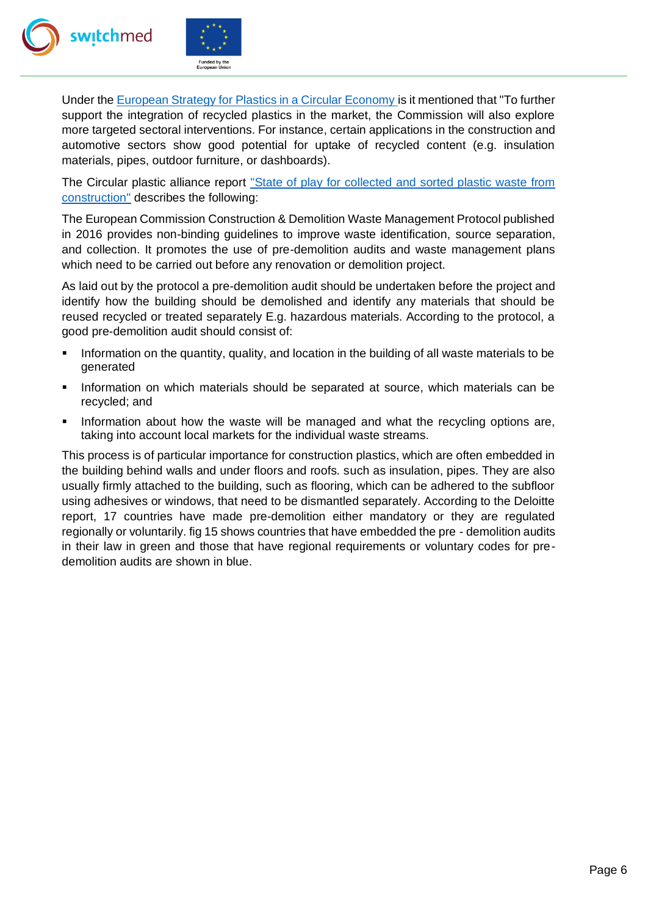Under the [European Strategy for Plastics in a Circular Economy ]is it mentioned that "To further support the integration of recycled plastics in the market, the Commission will also explore more targeted sectoral interventions. For instance, certain applications in the construction and automotive sectors show good potential for uptake of recycled content (e.g. insulation materials, pipes, outdoor furniture, or dashboards).

The Circular plastic alliance report ["State of play for collected and sorted plastic waste from construction"] describes the following:

The European Commission Construction & Demolition Waste Management Protocol published in 2016 provides non-binding guidelines to improve waste identification, source separation, and collection. It promotes the use of pre-demolition audits and waste management plans which need to be carried out before any renovation or demolition project.

As laid out by the protocol a pre-demolition audit should be undertaken before the project and identify how the building should be demolished and identify any materials that should be reused recycled or treated separately E.g. hazardous materials. According to the protocol, a good pre-demolition audit should consist of:

- Information on the quantity, quality, and location in the building of all waste materials to be generated
- Information on which materials should be separated at source, which materials can be recycled; and
- Information about how the waste will be managed and what the recycling options are, taking into account local markets for the individual waste streams.

This process is of particular importance for construction plastics, which are often embedded in the building behind walls and under floors and roofs. such as insulation, pipes. They are also usually firmly attached to the building, such as flooring, which can be adhered to the subfloor using adhesives or windows, that need to be dismantled separately. According to the Deloitte report, 17 countries have made pre-demolition either mandatory or they are regulated regionally or voluntarily. fig 15 shows countries that have embedded the pre - demolition audits in their law in green and those that have regional requirements or voluntary codes for pre-demolition audits are shown in blue.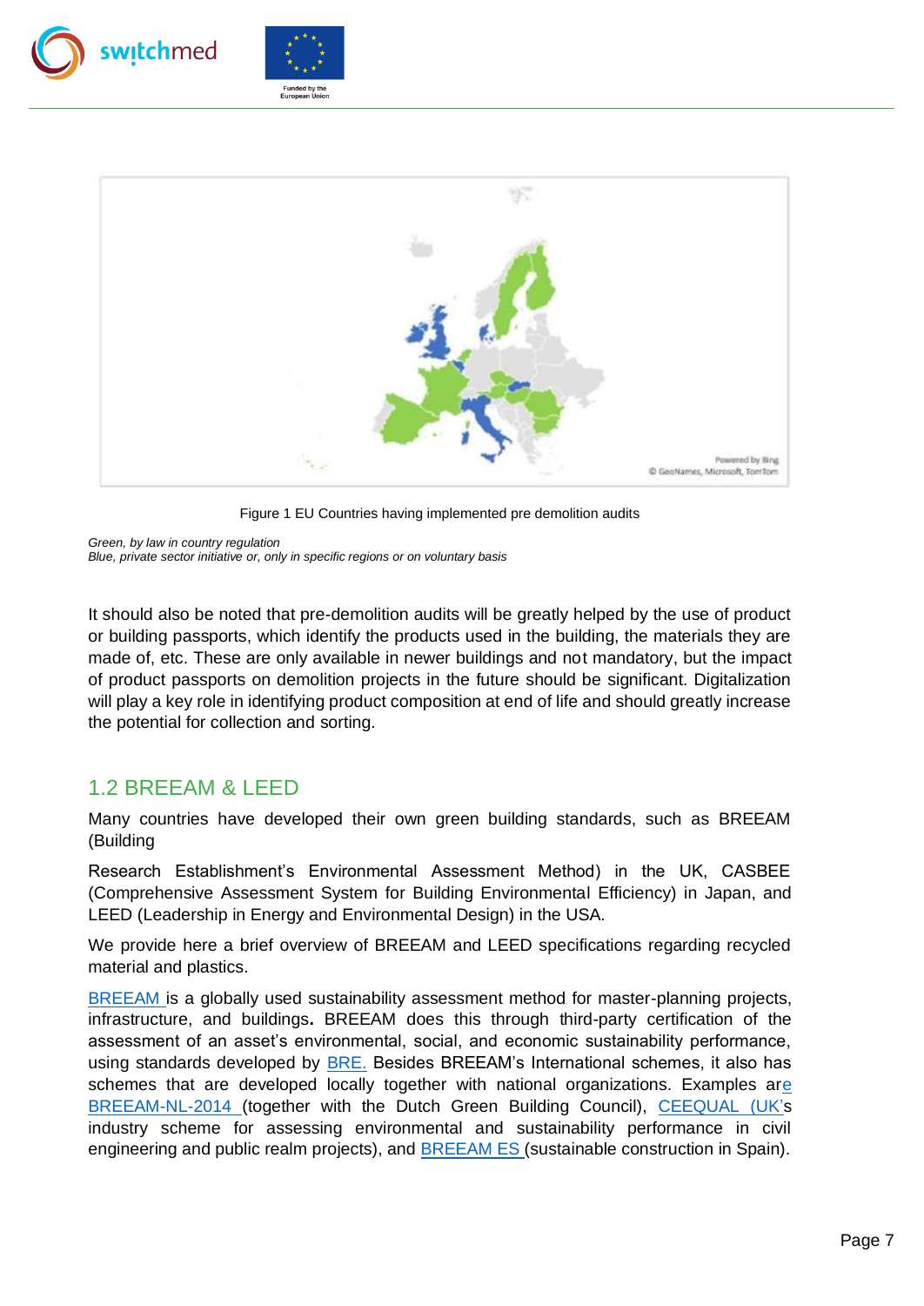Figure 1 EU Countries having implemented pre demolition audits

*Green, by law in country regulation*
*Blue, private sector initiative or, only in specific regions or on voluntary basis*

It should also be noted that pre-demolition audits will be greatly helped by the use of product or building passports, which identify the products used in the building, the materials they are made of, etc. These are only available in newer buildings and not mandatory, but the impact of product passports on demolition projects in the future should be significant. Digitalization will play a key role in identifying product composition at end of life and should greatly increase the potential for collection and sorting.

## 1.2 BREEAM & LEED

Many countries have developed their own green building standards, such as BREEAM (Building

Research Establishment's Environmental Assessment Method) in the UK, CASBEE (Comprehensive Assessment System for Building Environmental Efficiency) in Japan, and LEED (Leadership in Energy and Environmental Design) in the USA.

We provide here a brief overview of BREEAM and LEED specifications regarding recycled material and plastics.

BREEAM is a globally used sustainability assessment method for master-planning projects, infrastructure, and buildings**.** BREEAM does this through third-party certification of the assessment of an asset's environmental, social, and economic sustainability performance, using standards developed by BRE. Besides BREEAM's International schemes, it also has schemes that are developed locally together with national organizations. Examples are BREEAM-NL-2014 (together with the Dutch Green Building Council), CEEQUAL (UK's industry scheme for assessing environmental and sustainability performance in civil engineering and public realm projects), and BREEAM ES (sustainable construction in Spain).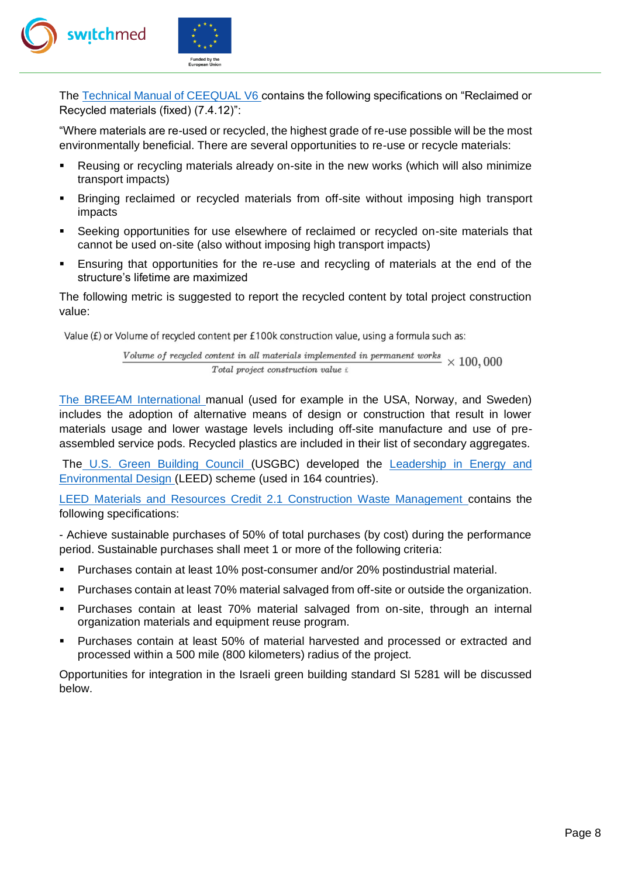The [Technical Manual of CEEQUAL V6](#) contains the following specifications on "Reclaimed or Recycled materials (fixed) (7.4.12)":

"Where materials are re-used or recycled, the highest grade of re-use possible will be the most environmentally beneficial. There are several opportunities to re-use or recycle materials:

- Reusing or recycling materials already on-site in the new works (which will also minimize transport impacts)
- Bringing reclaimed or recycled materials from off-site without imposing high transport impacts
- Seeking opportunities for use elsewhere of reclaimed or recycled on-site materials that cannot be used on-site (also without imposing high transport impacts)
- Ensuring that opportunities for the re-use and recycling of materials at the end of the structure's lifetime are maximized

The following metric is suggested to report the recycled content by total project construction value:

Value (£) or Volume of recycled content per £100k construction value, using a formula such as:

$$\frac{\textit{Volume of recycled content in all materials implemented in permanent works}}{\textit{Total project construction value } \pounds} \times 100,000$$

[The BREEAM International](#) manual (used for example in the USA, Norway, and Sweden) includes the adoption of alternative means of design or construction that result in lower materials usage and lower wastage levels including off-site manufacture and use of pre-assembled service pods. Recycled plastics are included in their list of secondary aggregates.

The [U.S. Green Building Council](#) (USGBC) developed the [Leadership in Energy and Environmental Design](#) (LEED) scheme (used in 164 countries).

[LEED Materials and Resources Credit 2.1 Construction Waste Management](#) contains the following specifications:

- Achieve sustainable purchases of 50% of total purchases (by cost) during the performance period. Sustainable purchases shall meet 1 or more of the following criteria:

- Purchases contain at least 10% post-consumer and/or 20% postindustrial material.
- Purchases contain at least 70% material salvaged from off-site or outside the organization.
- Purchases contain at least 70% material salvaged from on-site, through an internal organization materials and equipment reuse program.
- Purchases contain at least 50% of material harvested and processed or extracted and processed within a 500 mile (800 kilometers) radius of the project.

Opportunities for integration in the Israeli green building standard SI 5281 will be discussed below.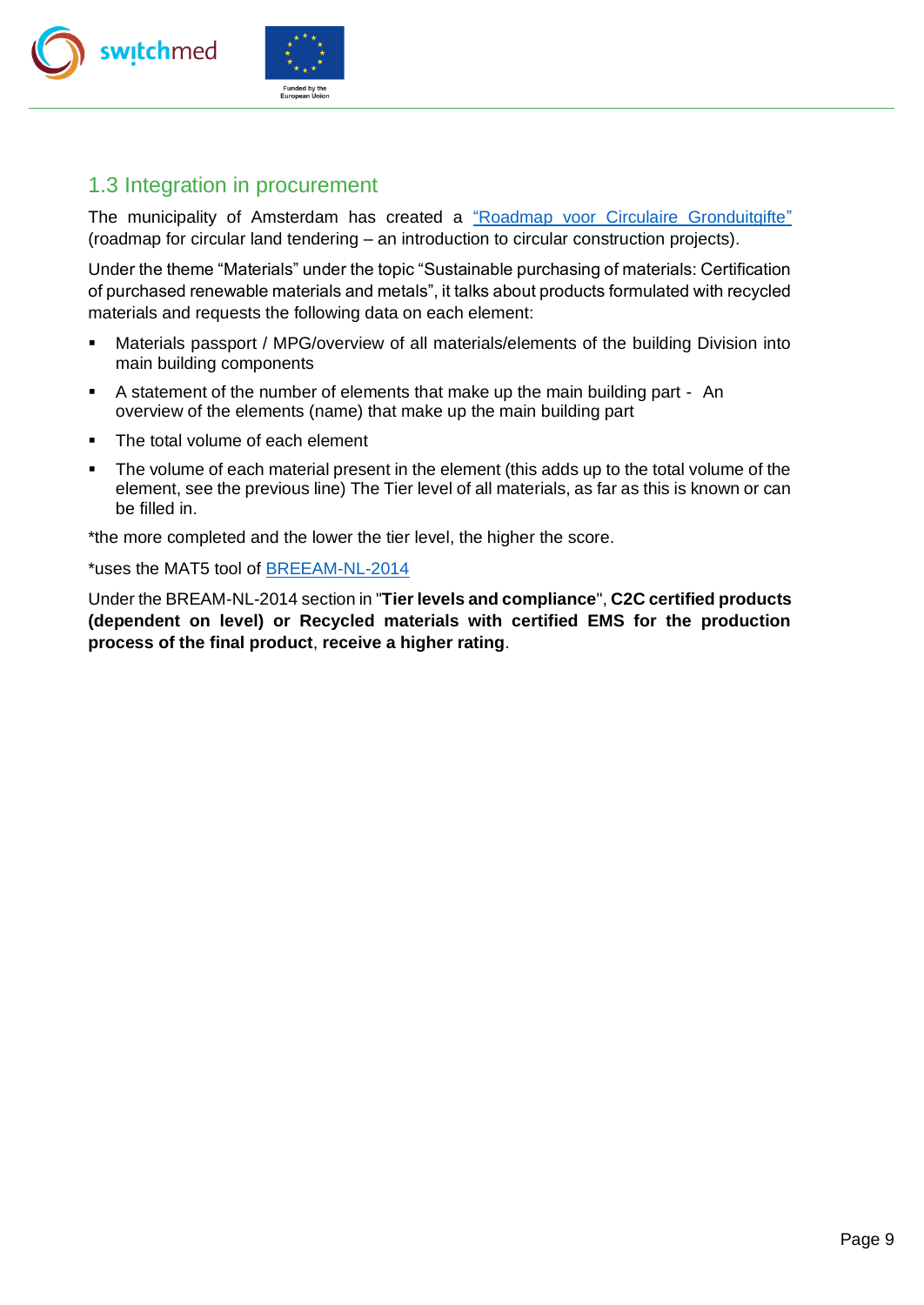## 1.3 Integration in procurement

The municipality of Amsterdam has created a "Roadmap voor Circulaire Gronduitgifte" (roadmap for circular land tendering – an introduction to circular construction projects).

Under the theme "Materials" under the topic "Sustainable purchasing of materials: Certification of purchased renewable materials and metals", it talks about products formulated with recycled materials and requests the following data on each element:

- Materials passport / MPG/overview of all materials/elements of the building Division into main building components
- A statement of the number of elements that make up the main building part - An overview of the elements (name) that make up the main building part
- The total volume of each element
- The volume of each material present in the element (this adds up to the total volume of the element, see the previous line) The Tier level of all materials, as far as this is known or can be filled in.

*the more completed and the lower the tier level, the higher the score.

*uses the MAT5 tool of BREEAM-NL-2014

Under the BREAM-NL-2014 section in "**Tier levels and compliance**", **C2C certified products (dependent on level) or Recycled materials with certified EMS for the production process of the final product**, **receive a higher rating**.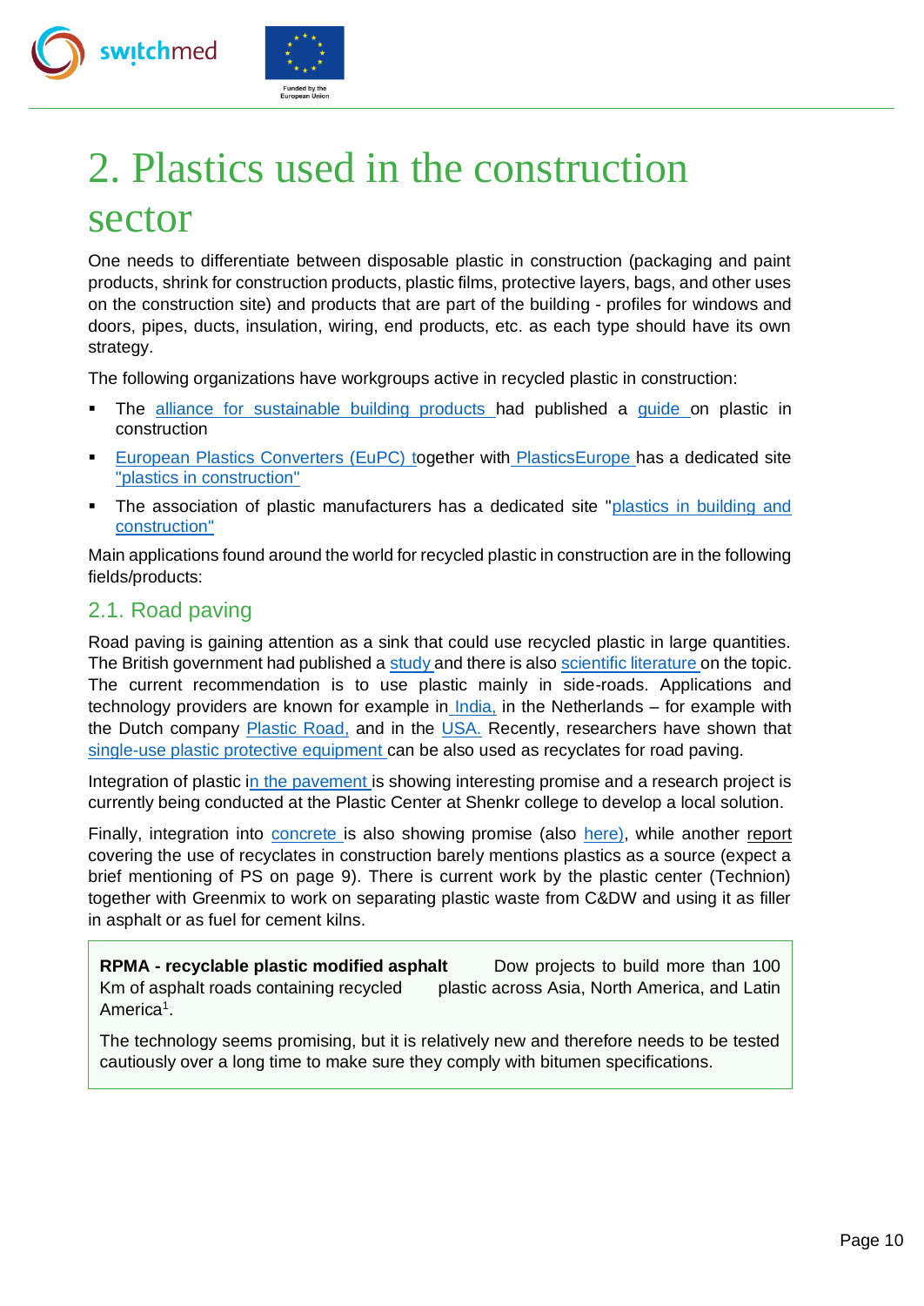# 2. Plastics used in the construction sector

One needs to differentiate between disposable plastic in construction (packaging and paint products, shrink for construction products, plastic films, protective layers, bags, and other uses on the construction site) and products that are part of the building - profiles for windows and doors, pipes, ducts, insulation, wiring, end products, etc. as each type should have its own strategy.

The following organizations have workgroups active in recycled plastic in construction:

- The alliance for sustainable building products had published a guide on plastic in construction
- European Plastics Converters (EuPC) together with PlasticsEurope has a dedicated site "plastics in construction"
- The association of plastic manufacturers has a dedicated site "plastics in building and construction"

Main applications found around the world for recycled plastic in construction are in the following fields/products:

## 2.1. Road paving

Road paving is gaining attention as a sink that could use recycled plastic in large quantities. The British government had published a study and there is also scientific literature on the topic. The current recommendation is to use plastic mainly in side-roads. Applications and technology providers are known for example in India, in the Netherlands – for example with the Dutch company Plastic Road, and in the USA. Recently, researchers have shown that single-use plastic protective equipment can be also used as recyclates for road paving.

Integration of plastic in the pavement is showing interesting promise and a research project is currently being conducted at the Plastic Center at Shenkr college to develop a local solution.

Finally, integration into concrete is also showing promise (also here), while another report covering the use of recyclates in construction barely mentions plastics as a source (expect a brief mentioning of PS on page 9). There is current work by the plastic center (Technion) together with Greenmix to work on separating plastic waste from C&DW and using it as filler in asphalt or as fuel for cement kilns.

**RPMA - recyclable plastic modified asphalt** Dow projects to build more than 100 Km of asphalt roads containing recycled plastic across Asia, North America, and Latin America[1].

The technology seems promising, but it is relatively new and therefore needs to be tested cautiously over a long time to make sure they comply with bitumen specifications.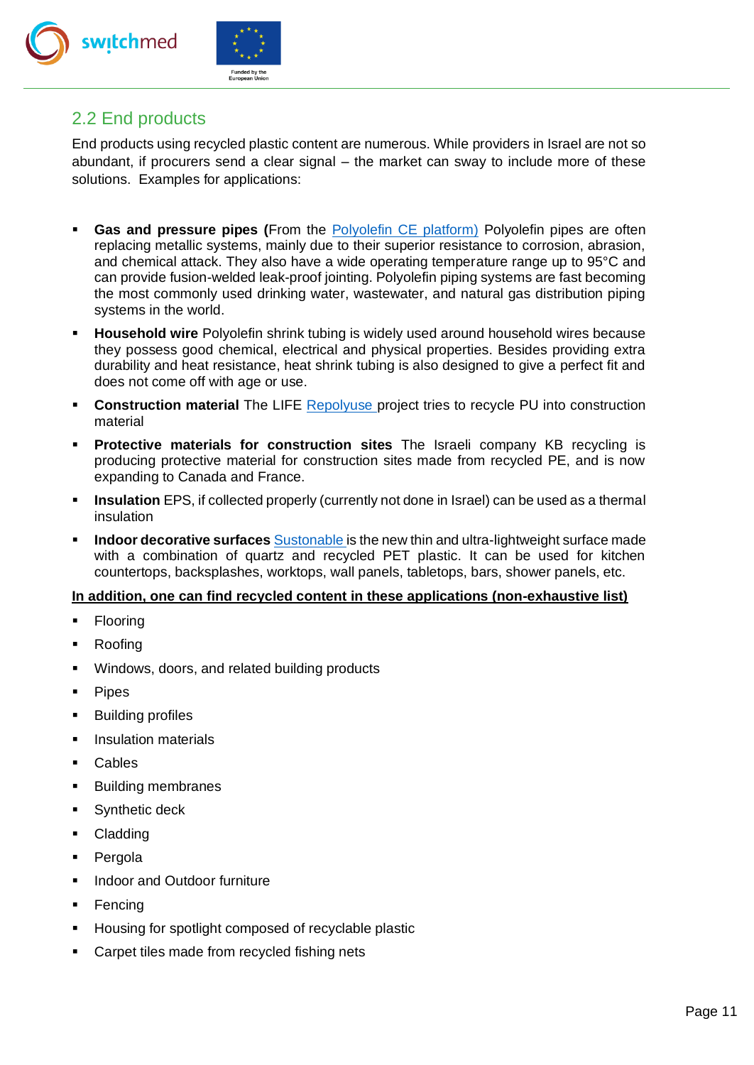## 2.2 End products

End products using recycled plastic content are numerous. While providers in Israel are not so abundant, if procurers send a clear signal – the market can sway to include more of these solutions. Examples for applications:

- **Gas and pressure pipes (**From the Polyolefin CE platform) Polyolefin pipes are often replacing metallic systems, mainly due to their superior resistance to corrosion, abrasion, and chemical attack. They also have a wide operating temperature range up to 95°C and can provide fusion-welded leak-proof jointing. Polyolefin piping systems are fast becoming the most commonly used drinking water, wastewater, and natural gas distribution piping systems in the world.
- **Household wire** Polyolefin shrink tubing is widely used around household wires because they possess good chemical, electrical and physical properties. Besides providing extra durability and heat resistance, heat shrink tubing is also designed to give a perfect fit and does not come off with age or use.
- **Construction material** The LIFE Repolyuse project tries to recycle PU into construction material
- **Protective materials for construction sites** The Israeli company KB recycling is producing protective material for construction sites made from recycled PE, and is now expanding to Canada and France.
- **Insulation** EPS, if collected properly (currently not done in Israel) can be used as a thermal insulation
- **Indoor decorative surfaces** Sustonable is the new thin and ultra-lightweight surface made with a combination of quartz and recycled PET plastic. It can be used for kitchen countertops, backsplashes, worktops, wall panels, tabletops, bars, shower panels, etc.

**In addition, one can find recycled content in these applications (non-exhaustive list)**

- Flooring
- Roofing
- Windows, doors, and related building products
- Pipes
- Building profiles
- Insulation materials
- Cables
- Building membranes
- Synthetic deck
- Cladding
- Pergola
- Indoor and Outdoor furniture
- Fencing
- Housing for spotlight composed of recyclable plastic
- Carpet tiles made from recycled fishing nets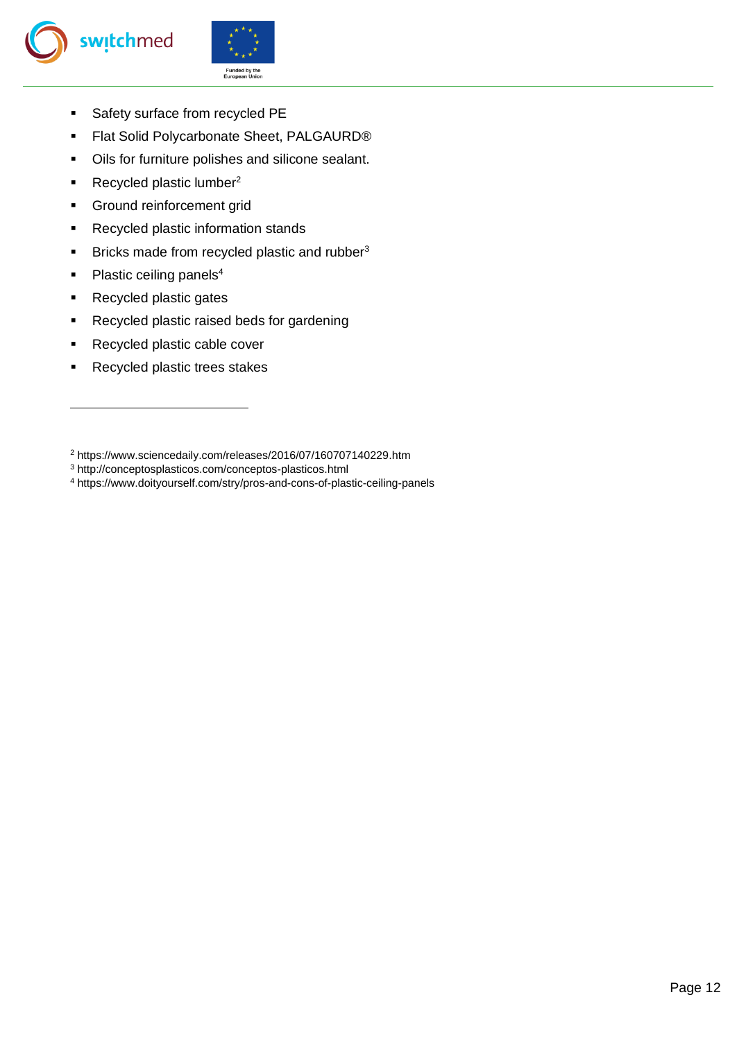- Safety surface from recycled PE
- Flat Solid Polycarbonate Sheet, PALGAURD®
- Oils for furniture polishes and silicone sealant.
- Recycled plastic lumber[2]
- Ground reinforcement grid
- Recycled plastic information stands
- Bricks made from recycled plastic and rubber[3]
- Plastic ceiling panels[4]
- Recycled plastic gates
- Recycled plastic raised beds for gardening
- Recycled plastic cable cover
- Recycled plastic trees stakes

---

[2] https://www.sciencedaily.com/releases/2016/07/160707140229.htm

[3] http://conceptosplasticos.com/conceptos-plasticos.html

[4] https://www.doityourself.com/stry/pros-and-cons-of-plastic-ceiling-panels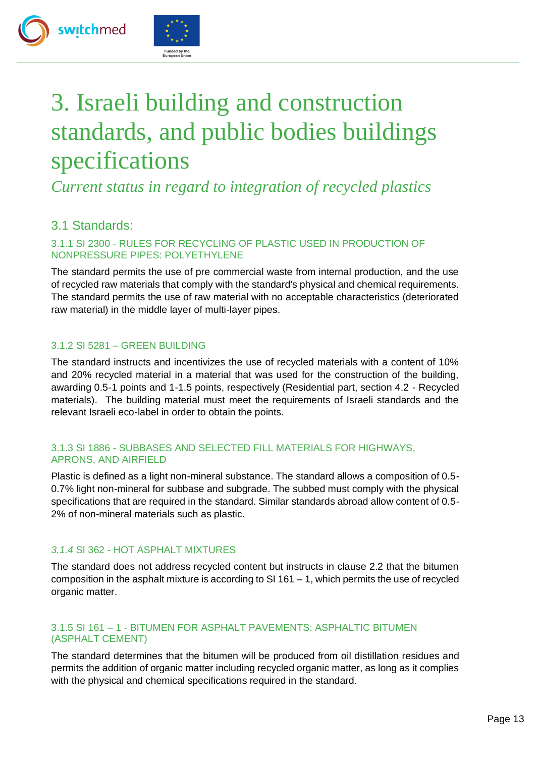# 3. Israeli building and construction standards, and public bodies buildings specifications

*Current status in regard to integration of recycled plastics*

## 3.1 Standards:

### 3.1.1 SI 2300 - RULES FOR RECYCLING OF PLASTIC USED IN PRODUCTION OF NONPRESSURE PIPES: POLYETHYLENE

The standard permits the use of pre commercial waste from internal production, and the use of recycled raw materials that comply with the standard's physical and chemical requirements. The standard permits the use of raw material with no acceptable characteristics (deteriorated raw material) in the middle layer of multi-layer pipes.

### 3.1.2 SI 5281 – GREEN BUILDING

The standard instructs and incentivizes the use of recycled materials with a content of 10% and 20% recycled material in a material that was used for the construction of the building, awarding 0.5-1 points and 1-1.5 points, respectively (Residential part, section 4.2 - Recycled materials). The building material must meet the requirements of Israeli standards and the relevant Israeli eco-label in order to obtain the points.

### 3.1.3 SI 1886 - SUBBASES AND SELECTED FILL MATERIALS FOR HIGHWAYS, APRONS, AND AIRFIELD

Plastic is defined as a light non-mineral substance. The standard allows a composition of 0.5-0.7% light non-mineral for subbase and subgrade. The subbed must comply with the physical specifications that are required in the standard. Similar standards abroad allow content of 0.5-2% of non-mineral materials such as plastic.

### *3.1.4* SI 362 - HOT ASPHALT MIXTURES

The standard does not address recycled content but instructs in clause 2.2 that the bitumen composition in the asphalt mixture is according to SI 161 – 1, which permits the use of recycled organic matter.

### 3.1.5 SI 161 – 1 - BITUMEN FOR ASPHALT PAVEMENTS: ASPHALTIC BITUMEN (ASPHALT CEMENT)

The standard determines that the bitumen will be produced from oil distillation residues and permits the addition of organic matter including recycled organic matter, as long as it complies with the physical and chemical specifications required in the standard.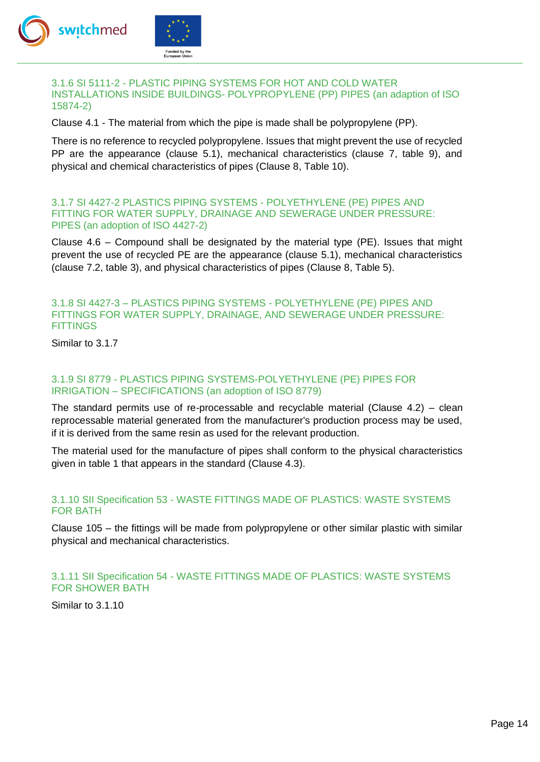### 3.1.6 SI 5111-2 - PLASTIC PIPING SYSTEMS FOR HOT AND COLD WATER INSTALLATIONS INSIDE BUILDINGS- POLYPROPYLENE (PP) PIPES (an adaption of ISO 15874-2)

Clause 4.1 - The material from which the pipe is made shall be polypropylene (PP).

There is no reference to recycled polypropylene. Issues that might prevent the use of recycled PP are the appearance (clause 5.1), mechanical characteristics (clause 7, table 9), and physical and chemical characteristics of pipes (Clause 8, Table 10).

### 3.1.7 SI 4427-2 PLASTICS PIPING SYSTEMS - POLYETHYLENE (PE) PIPES AND FITTING FOR WATER SUPPLY, DRAINAGE AND SEWERAGE UNDER PRESSURE: PIPES (an adoption of ISO 4427-2)

Clause 4.6 – Compound shall be designated by the material type (PE). Issues that might prevent the use of recycled PE are the appearance (clause 5.1), mechanical characteristics (clause 7.2, table 3), and physical characteristics of pipes (Clause 8, Table 5).

### 3.1.8 SI 4427-3 – PLASTICS PIPING SYSTEMS - POLYETHYLENE (PE) PIPES AND FITTINGS FOR WATER SUPPLY, DRAINAGE, AND SEWERAGE UNDER PRESSURE: FITTINGS

Similar to 3.1.7

### 3.1.9 SI 8779 - PLASTICS PIPING SYSTEMS-POLYETHYLENE (PE) PIPES FOR IRRIGATION – SPECIFICATIONS (an adoption of ISO 8779)

The standard permits use of re-processable and recyclable material (Clause 4.2) – clean reprocessable material generated from the manufacturer's production process may be used, if it is derived from the same resin as used for the relevant production.

The material used for the manufacture of pipes shall conform to the physical characteristics given in table 1 that appears in the standard (Clause 4.3).

### 3.1.10 SII Specification 53 - WASTE FITTINGS MADE OF PLASTICS: WASTE SYSTEMS FOR BATH

Clause 105 – the fittings will be made from polypropylene or other similar plastic with similar physical and mechanical characteristics.

### 3.1.11 SII Specification 54 - WASTE FITTINGS MADE OF PLASTICS: WASTE SYSTEMS FOR SHOWER BATH

Similar to 3.1.10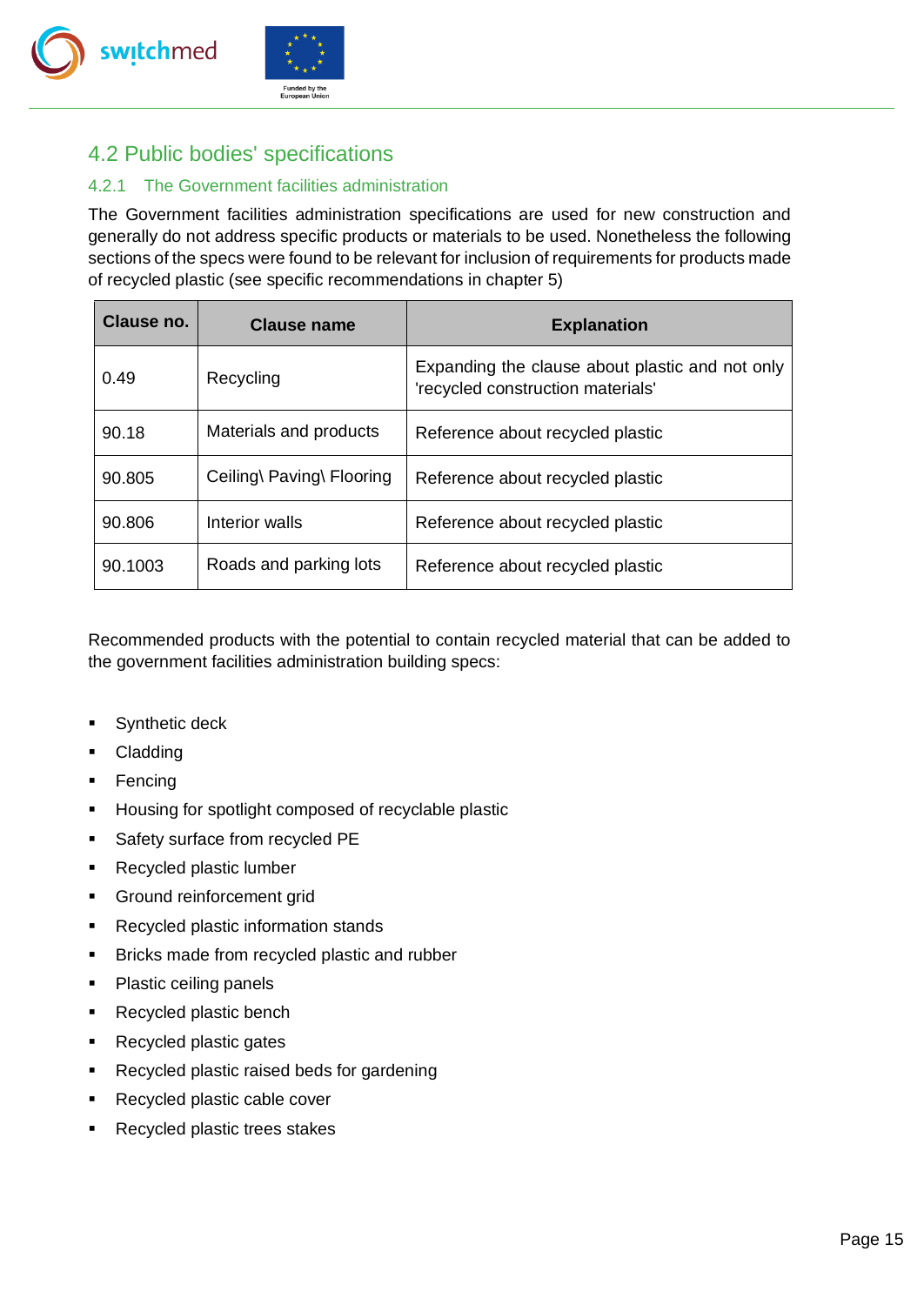## 4.2 Public bodies' specifications

### 4.2.1 The Government facilities administration

The Government facilities administration specifications are used for new construction and generally do not address specific products or materials to be used. Nonetheless the following sections of the specs were found to be relevant for inclusion of requirements for products made of recycled plastic (see specific recommendations in chapter 5)

| Clause no. | Clause name | Explanation |
|---|---|---|
| 0.49 | Recycling | Expanding the clause about plastic and not only 'recycled construction materials' |
| 90.18 | Materials and products | Reference about recycled plastic |
| 90.805 | Ceiling\ Paving\ Flooring | Reference about recycled plastic |
| 90.806 | Interior walls | Reference about recycled plastic |
| 90.1003 | Roads and parking lots | Reference about recycled plastic |

Recommended products with the potential to contain recycled material that can be added to the government facilities administration building specs:

- Synthetic deck
- Cladding
- Fencing
- Housing for spotlight composed of recyclable plastic
- Safety surface from recycled PE
- Recycled plastic lumber
- Ground reinforcement grid
- Recycled plastic information stands
- Bricks made from recycled plastic and rubber
- Plastic ceiling panels
- Recycled plastic bench
- Recycled plastic gates
- Recycled plastic raised beds for gardening
- Recycled plastic cable cover
- Recycled plastic trees stakes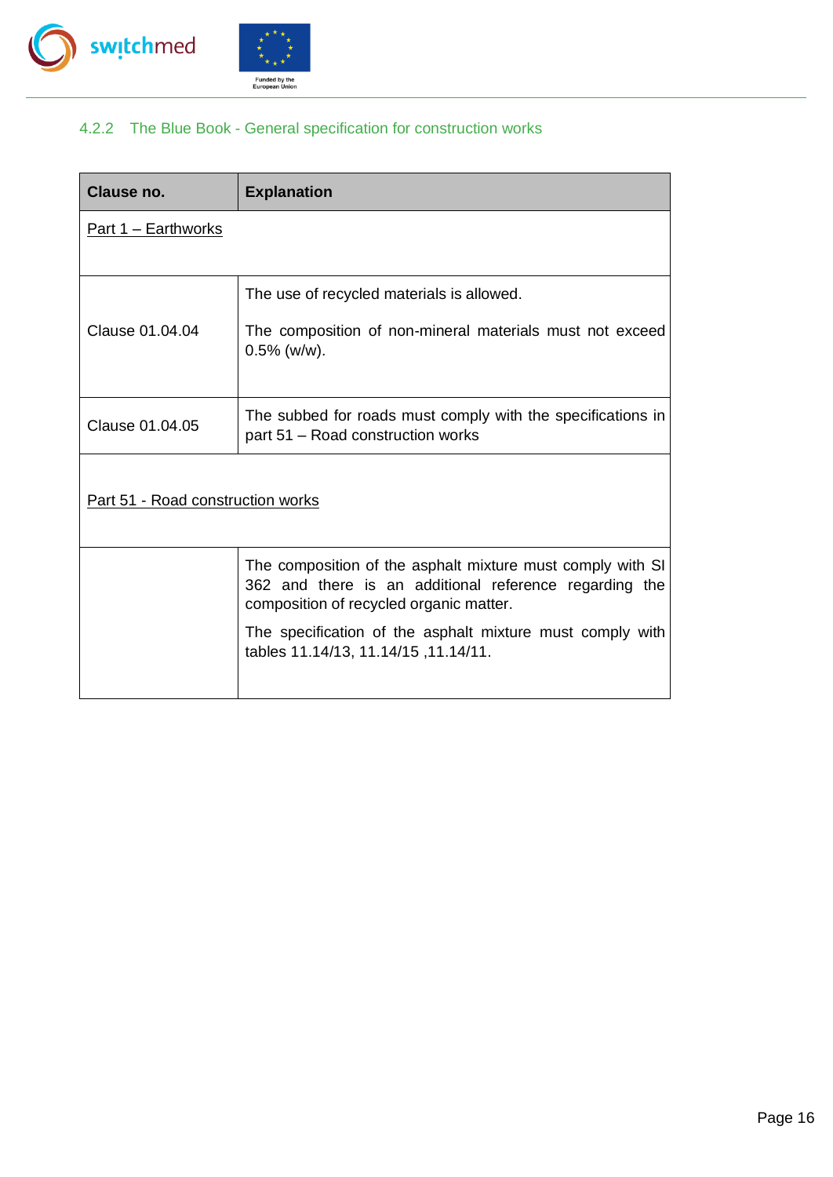### 4.2.2 The Blue Book - General specification for construction works

| Clause no. | Explanation |
|---|---|
| Part 1 – Earthworks | |
| Clause 01.04.04 | The use of recycled materials is allowed.<br><br>The composition of non-mineral materials must not exceed 0.5% (w/w). |
| Clause 01.04.05 | The subbed for roads must comply with the specifications in part 51 – Road construction works |
| Part 51 - Road construction works | |
| | The composition of the asphalt mixture must comply with SI 362 and there is an additional reference regarding the composition of recycled organic matter.<br><br>The specification of the asphalt mixture must comply with tables 11.14/13, 11.14/15 ,11.14/11. |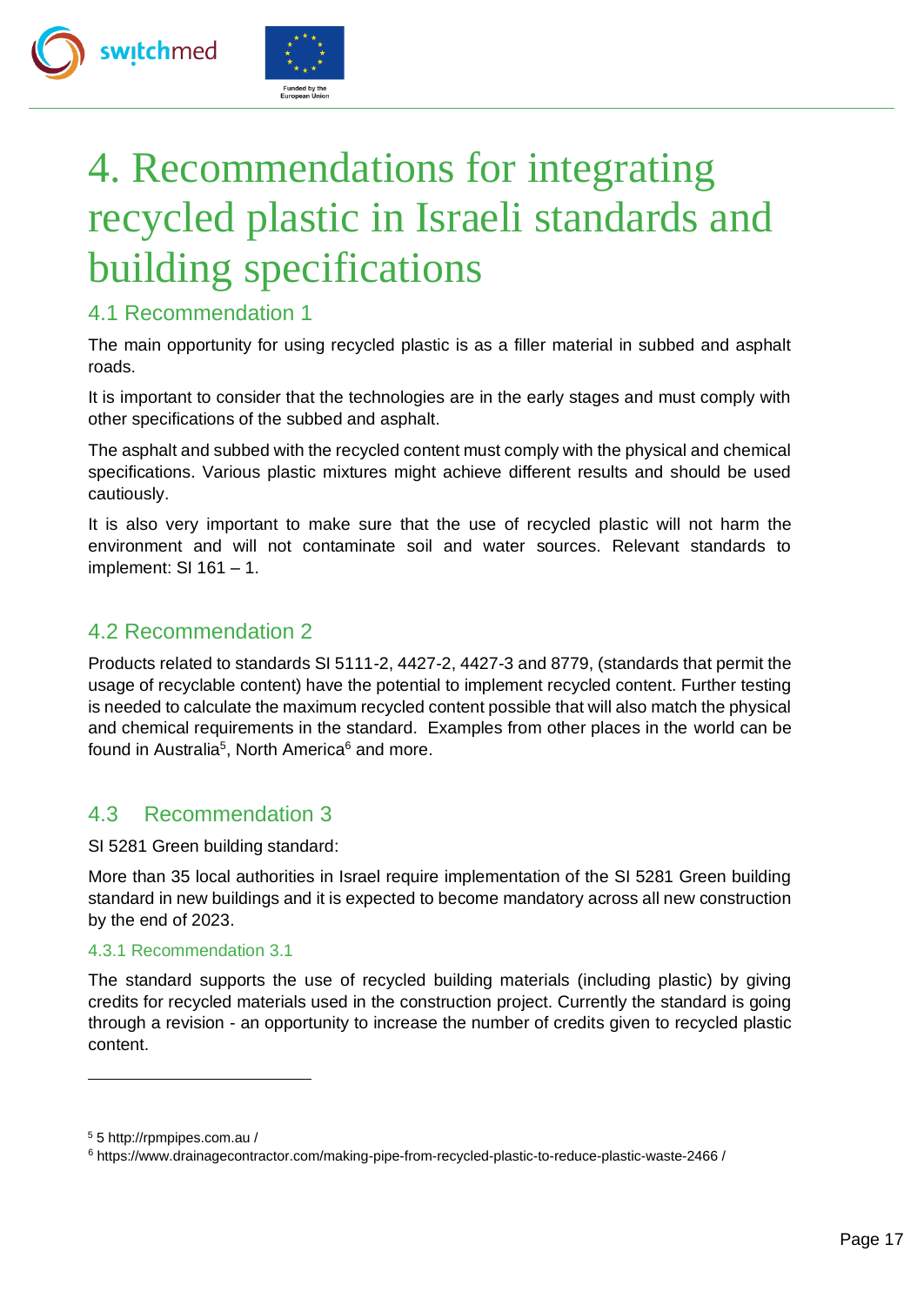# 4. Recommendations for integrating recycled plastic in Israeli standards and building specifications

## 4.1 Recommendation 1

The main opportunity for using recycled plastic is as a filler material in subbed and asphalt roads.

It is important to consider that the technologies are in the early stages and must comply with other specifications of the subbed and asphalt.

The asphalt and subbed with the recycled content must comply with the physical and chemical specifications. Various plastic mixtures might achieve different results and should be used cautiously.

It is also very important to make sure that the use of recycled plastic will not harm the environment and will not contaminate soil and water sources. Relevant standards to implement: SI 161 – 1.

## 4.2 Recommendation 2

Products related to standards SI 5111-2, 4427-2, 4427-3 and 8779, (standards that permit the usage of recyclable content) have the potential to implement recycled content. Further testing is needed to calculate the maximum recycled content possible that will also match the physical and chemical requirements in the standard. Examples from other places in the world can be found in Australia[5], North America[6] and more.

## 4.3 Recommendation 3

SI 5281 Green building standard:

More than 35 local authorities in Israel require implementation of the SI 5281 Green building standard in new buildings and it is expected to become mandatory across all new construction by the end of 2023.

### 4.3.1 Recommendation 3.1

The standard supports the use of recycled building materials (including plastic) by giving credits for recycled materials used in the construction project. Currently the standard is going through a revision - an opportunity to increase the number of credits given to recycled plastic content.

---

[5] 5 http://rpmpipes.com.au /

[6] https://www.drainagecontractor.com/making-pipe-from-recycled-plastic-to-reduce-plastic-waste-2466 /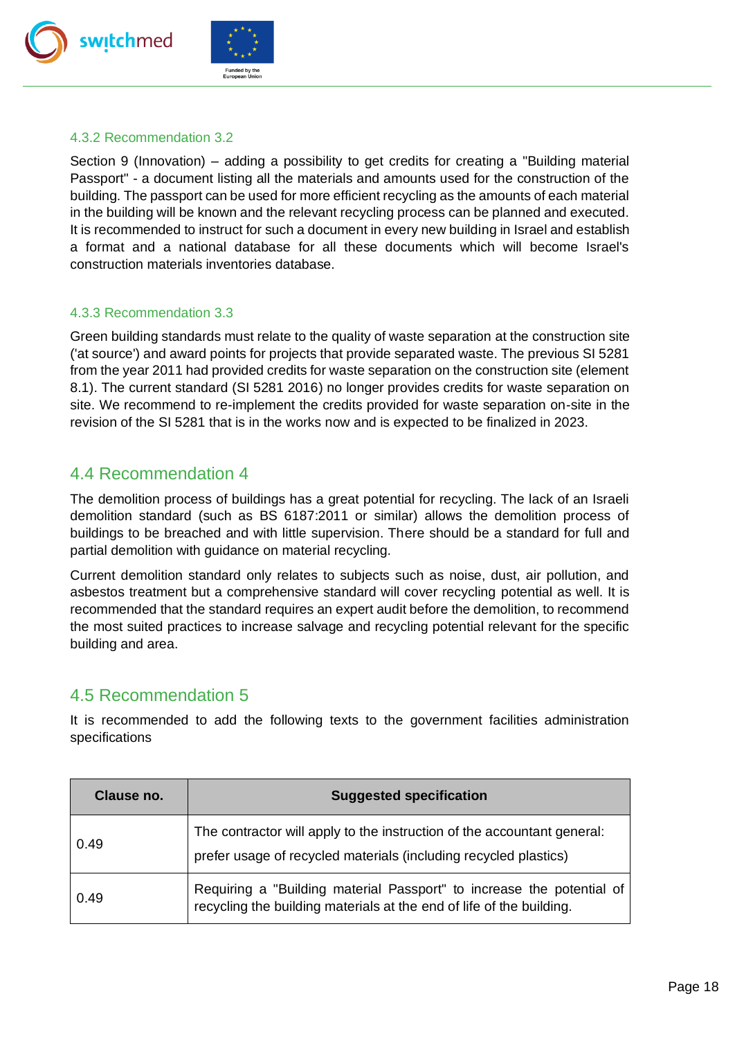### 4.3.2 Recommendation 3.2

Section 9 (Innovation) – adding a possibility to get credits for creating a "Building material Passport" - a document listing all the materials and amounts used for the construction of the building. The passport can be used for more efficient recycling as the amounts of each material in the building will be known and the relevant recycling process can be planned and executed. It is recommended to instruct for such a document in every new building in Israel and establish a format and a national database for all these documents which will become Israel's construction materials inventories database.

### 4.3.3 Recommendation 3.3

Green building standards must relate to the quality of waste separation at the construction site ('at source') and award points for projects that provide separated waste. The previous SI 5281 from the year 2011 had provided credits for waste separation on the construction site (element 8.1). The current standard (SI 5281 2016) no longer provides credits for waste separation on site. We recommend to re-implement the credits provided for waste separation on-site in the revision of the SI 5281 that is in the works now and is expected to be finalized in 2023.

## 4.4 Recommendation 4

The demolition process of buildings has a great potential for recycling. The lack of an Israeli demolition standard (such as BS 6187:2011 or similar) allows the demolition process of buildings to be breached and with little supervision. There should be a standard for full and partial demolition with guidance on material recycling.

Current demolition standard only relates to subjects such as noise, dust, air pollution, and asbestos treatment but a comprehensive standard will cover recycling potential as well. It is recommended that the standard requires an expert audit before the demolition, to recommend the most suited practices to increase salvage and recycling potential relevant for the specific building and area.

## 4.5 Recommendation 5

It is recommended to add the following texts to the government facilities administration specifications

| Clause no. | Suggested specification |
|---|---|
| 0.49 | The contractor will apply to the instruction of the accountant general: prefer usage of recycled materials (including recycled plastics) |
| 0.49 | Requiring a "Building material Passport" to increase the potential of recycling the building materials at the end of life of the building. |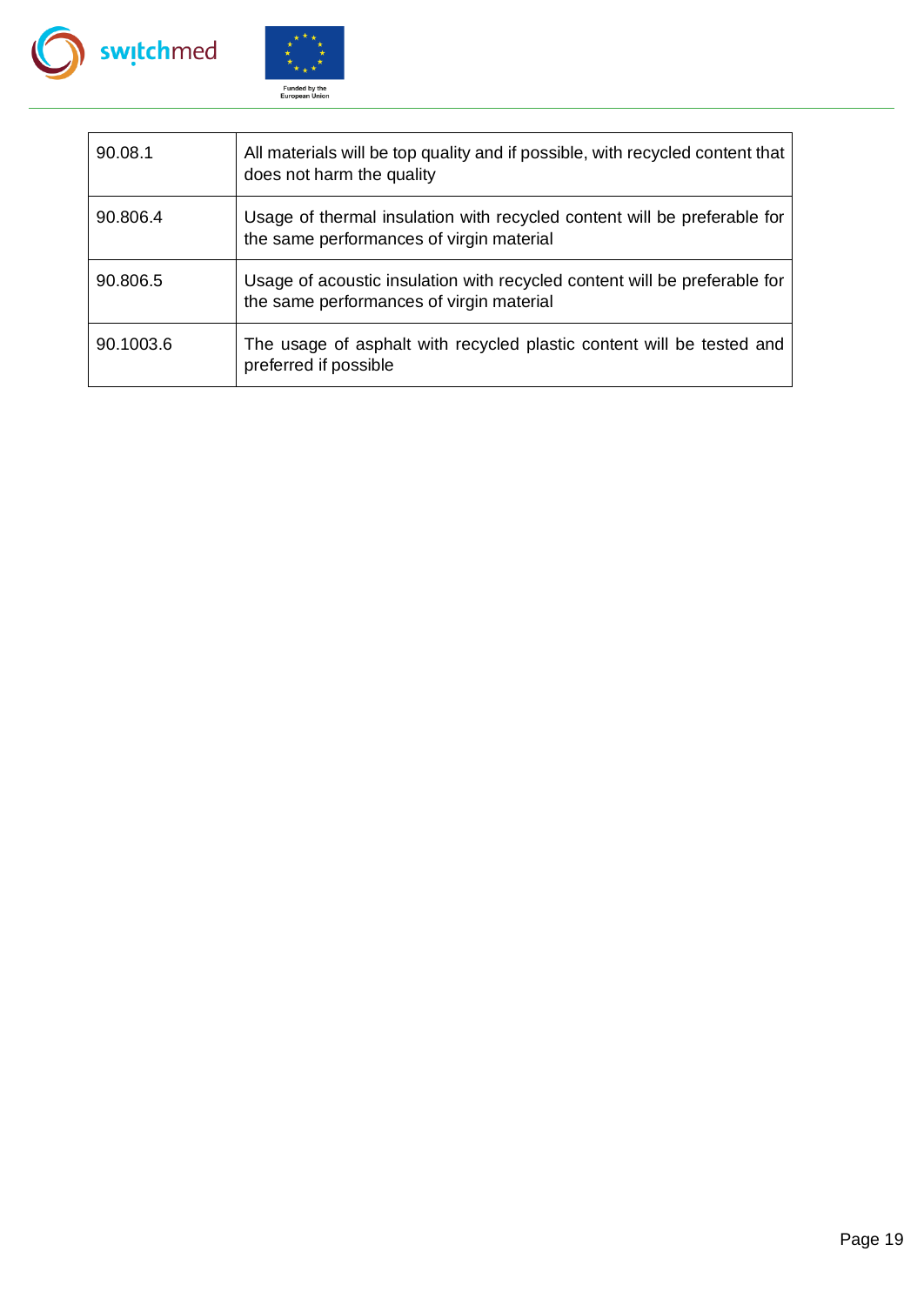| | |
|---|---|
| 90.08.1 | All materials will be top quality and if possible, with recycled content that does not harm the quality |
| 90.806.4 | Usage of thermal insulation with recycled content will be preferable for the same performances of virgin material |
| 90.806.5 | Usage of acoustic insulation with recycled content will be preferable for the same performances of virgin material |
| 90.1003.6 | The usage of asphalt with recycled plastic content will be tested and preferred if possible |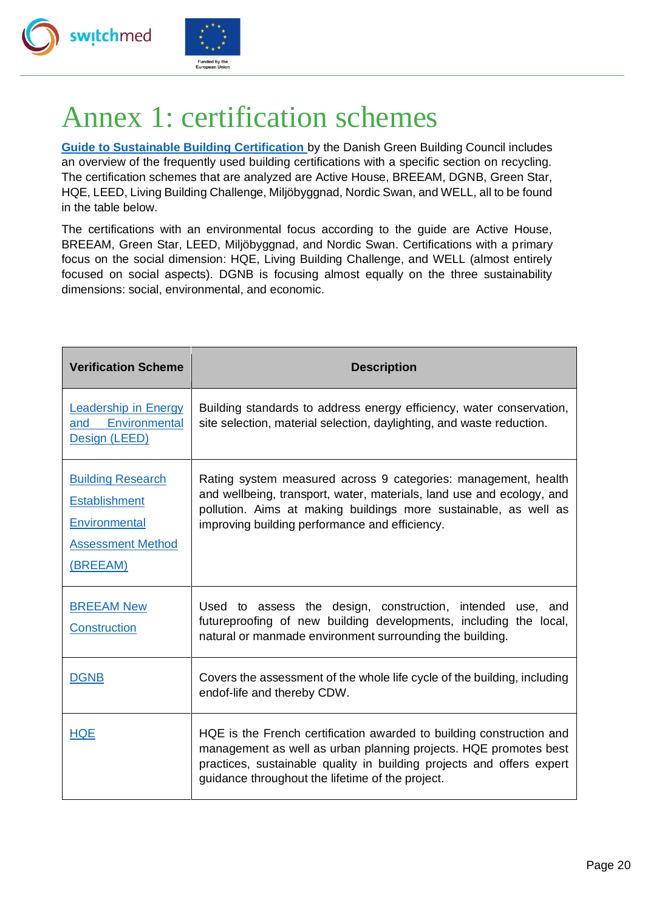# Annex 1: certification schemes

**Guide to Sustainable Building Certification** by the Danish Green Building Council includes an overview of the frequently used building certifications with a specific section on recycling. The certification schemes that are analyzed are Active House, BREEAM, DGNB, Green Star, HQE, LEED, Living Building Challenge, Miljöbyggnad, Nordic Swan, and WELL, all to be found in the table below.

The certifications with an environmental focus according to the guide are Active House, BREEAM, Green Star, LEED, Miljöbyggnad, and Nordic Swan. Certifications with a primary focus on the social dimension: HQE, Living Building Challenge, and WELL (almost entirely focused on social aspects). DGNB is focusing almost equally on the three sustainability dimensions: social, environmental, and economic.

| Verification Scheme | Description |
|---|---|
| Leadership in Energy and Environmental Design (LEED) | Building standards to address energy efficiency, water conservation, site selection, material selection, daylighting, and waste reduction. |
| Building Research Establishment Environmental Assessment Method (BREEAM) | Rating system measured across 9 categories: management, health and wellbeing, transport, water, materials, land use and ecology, and pollution. Aims at making buildings more sustainable, as well as improving building performance and efficiency. |
| BREEAM New Construction | Used to assess the design, construction, intended use, and futureproofing of new building developments, including the local, natural or manmade environment surrounding the building. |
| DGNB | Covers the assessment of the whole life cycle of the building, including endof-life and thereby CDW. |
| HQE | HQE is the French certification awarded to building construction and management as well as urban planning projects. HQE promotes best practices, sustainable quality in building projects and offers expert guidance throughout the lifetime of the project. |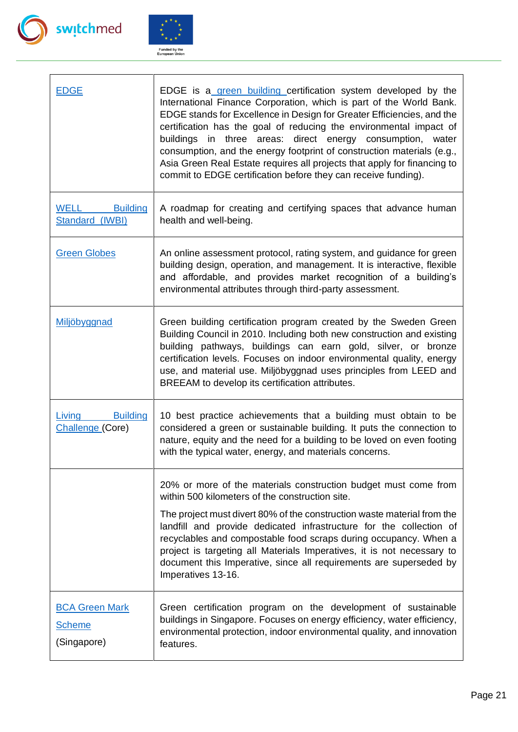| | |
|---|---|
| EDGE | EDGE is a green building certification system developed by the International Finance Corporation, which is part of the World Bank. EDGE stands for Excellence in Design for Greater Efficiencies, and the certification has the goal of reducing the environmental impact of buildings in three areas: direct energy consumption, water consumption, and the energy footprint of construction materials (e.g., Asia Green Real Estate requires all projects that apply for financing to commit to EDGE certification before they can receive funding). |
| WELL Building Standard (IWBI) | A roadmap for creating and certifying spaces that advance human health and well-being. |
| Green Globes | An online assessment protocol, rating system, and guidance for green building design, operation, and management. It is interactive, flexible and affordable, and provides market recognition of a building's environmental attributes through third-party assessment. |
| Miljöbyggnad | Green building certification program created by the Sweden Green Building Council in 2010. Including both new construction and existing building pathways, buildings can earn gold, silver, or bronze certification levels. Focuses on indoor environmental quality, energy use, and material use. Miljöbyggnad uses principles from LEED and BREEAM to develop its certification attributes. |
| Living Building Challenge (Core) | 10 best practice achievements that a building must obtain to be considered a green or sustainable building. It puts the connection to nature, equity and the need for a building to be loved on even footing with the typical water, energy, and materials concerns. |
| | 20% or more of the materials construction budget must come from within 500 kilometers of the construction site.<br><br>The project must divert 80% of the construction waste material from the landfill and provide dedicated infrastructure for the collection of recyclables and compostable food scraps during occupancy. When a project is targeting all Materials Imperatives, it is not necessary to document this Imperative, since all requirements are superseded by Imperatives 13-16. |
| BCA Green Mark Scheme (Singapore) | Green certification program on the development of sustainable buildings in Singapore. Focuses on energy efficiency, water efficiency, environmental protection, indoor environmental quality, and innovation features. |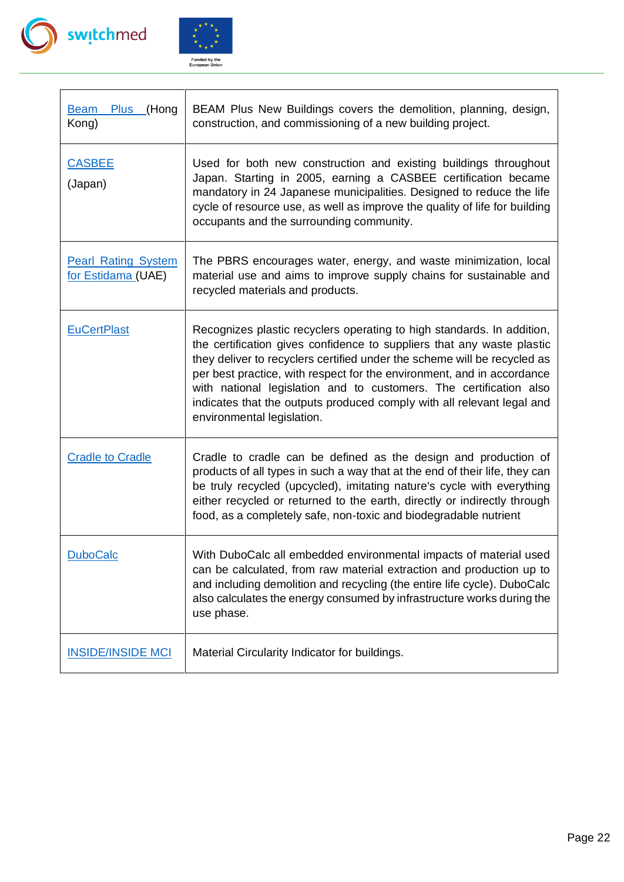| | |
|---|---|
| Beam Plus (Hong Kong) | BEAM Plus New Buildings covers the demolition, planning, design, construction, and commissioning of a new building project. |
| CASBEE (Japan) | Used for both new construction and existing buildings throughout Japan. Starting in 2005, earning a CASBEE certification became mandatory in 24 Japanese municipalities. Designed to reduce the life cycle of resource use, as well as improve the quality of life for building occupants and the surrounding community. |
| Pearl Rating System for Estidama (UAE) | The PBRS encourages water, energy, and waste minimization, local material use and aims to improve supply chains for sustainable and recycled materials and products. |
| EuCertPlast | Recognizes plastic recyclers operating to high standards. In addition, the certification gives confidence to suppliers that any waste plastic they deliver to recyclers certified under the scheme will be recycled as per best practice, with respect for the environment, and in accordance with national legislation and to customers. The certification also indicates that the outputs produced comply with all relevant legal and environmental legislation. |
| Cradle to Cradle | Cradle to cradle can be defined as the design and production of products of all types in such a way that at the end of their life, they can be truly recycled (upcycled), imitating nature's cycle with everything either recycled or returned to the earth, directly or indirectly through food, as a completely safe, non-toxic and biodegradable nutrient |
| DuboCalc | With DuboCalc all embedded environmental impacts of material used can be calculated, from raw material extraction and production up to and including demolition and recycling (the entire life cycle). DuboCalc also calculates the energy consumed by infrastructure works during the use phase. |
| INSIDE/INSIDE MCI | Material Circularity Indicator for buildings. |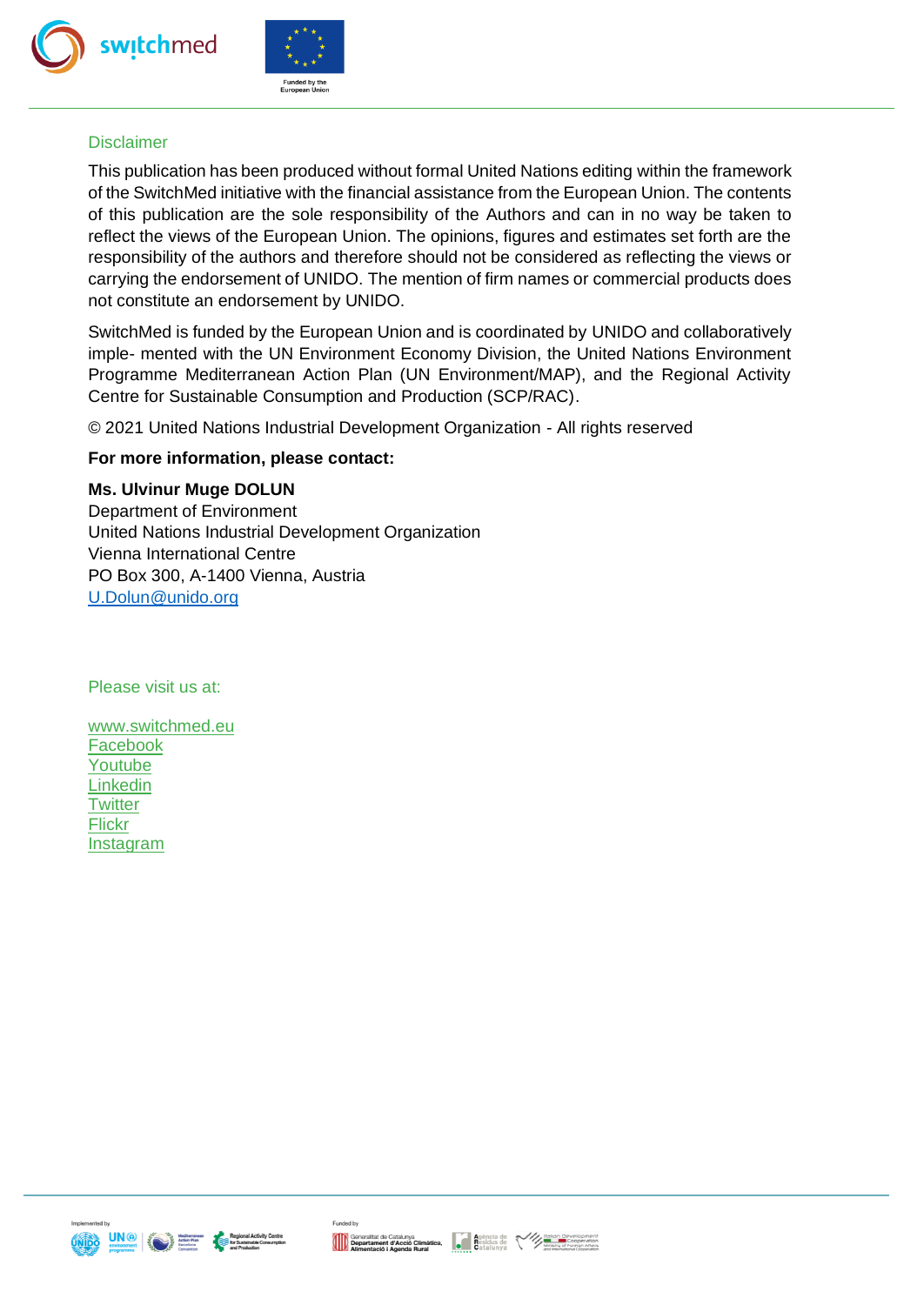## Disclaimer

This publication has been produced without formal United Nations editing within the framework of the SwitchMed initiative with the financial assistance from the European Union. The contents of this publication are the sole responsibility of the Authors and can in no way be taken to reflect the views of the European Union. The opinions, figures and estimates set forth are the responsibility of the authors and therefore should not be considered as reflecting the views or carrying the endorsement of UNIDO. The mention of firm names or commercial products does not constitute an endorsement by UNIDO.

SwitchMed is funded by the European Union and is coordinated by UNIDO and collaboratively imple- mented with the UN Environment Economy Division, the United Nations Environment Programme Mediterranean Action Plan (UN Environment/MAP), and the Regional Activity Centre for Sustainable Consumption and Production (SCP/RAC).

© 2021 United Nations Industrial Development Organization - All rights reserved

**For more information, please contact:**

**Ms. Ulvinur Muge DOLUN**
Department of Environment
United Nations Industrial Development Organization
Vienna International Centre
PO Box 300, A-1400 Vienna, Austria
U.Dolun@unido.org

Please visit us at:

www.switchmed.eu
Facebook
Youtube
Linkedin
Twitter
Flickr
Instagram